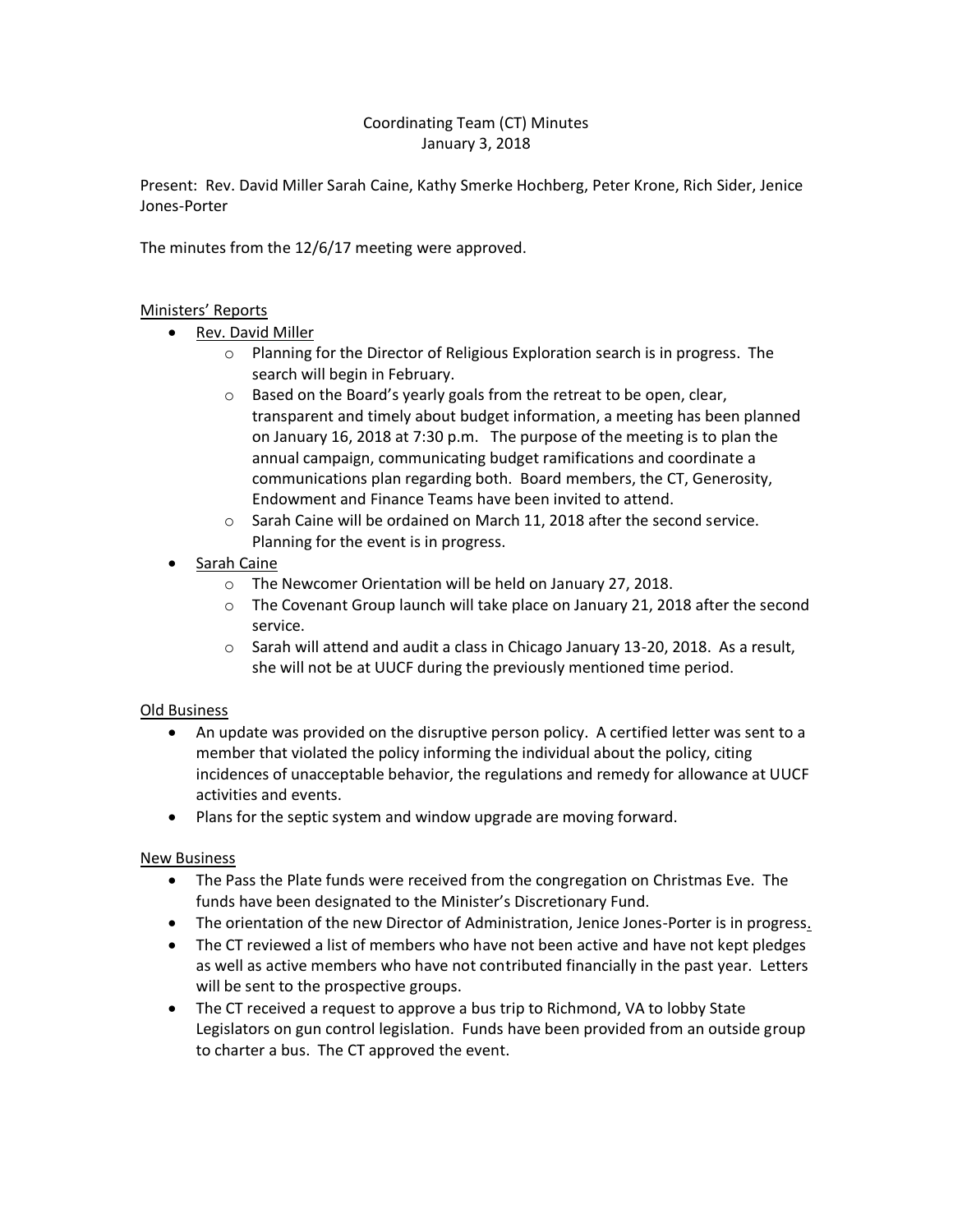# Coordinating Team (CT) Minutes
January 3, 2018

Present: Rev. David Miller Sarah Caine, Kathy Smerke Hochberg, Peter Krone, Rich Sider, Jenice Jones-Porter

The minutes from the 12/6/17 meeting were approved.

## Ministers' Reports

- Rev. David Miller
  - Planning for the Director of Religious Exploration search is in progress. The search will begin in February.
  - Based on the Board's yearly goals from the retreat to be open, clear, transparent and timely about budget information, a meeting has been planned on January 16, 2018 at 7:30 p.m. The purpose of the meeting is to plan the annual campaign, communicating budget ramifications and coordinate a communications plan regarding both. Board members, the CT, Generosity, Endowment and Finance Teams have been invited to attend.
  - Sarah Caine will be ordained on March 11, 2018 after the second service. Planning for the event is in progress.
- Sarah Caine
  - The Newcomer Orientation will be held on January 27, 2018.
  - The Covenant Group launch will take place on January 21, 2018 after the second service.
  - Sarah will attend and audit a class in Chicago January 13-20, 2018. As a result, she will not be at UUCF during the previously mentioned time period.

## Old Business

- An update was provided on the disruptive person policy. A certified letter was sent to a member that violated the policy informing the individual about the policy, citing incidences of unacceptable behavior, the regulations and remedy for allowance at UUCF activities and events.
- Plans for the septic system and window upgrade are moving forward.

## New Business

- The Pass the Plate funds were received from the congregation on Christmas Eve. The funds have been designated to the Minister's Discretionary Fund.
- The orientation of the new Director of Administration, Jenice Jones-Porter is in progress.
- The CT reviewed a list of members who have not been active and have not kept pledges as well as active members who have not contributed financially in the past year. Letters will be sent to the prospective groups.
- The CT received a request to approve a bus trip to Richmond, VA to lobby State Legislators on gun control legislation. Funds have been provided from an outside group to charter a bus. The CT approved the event.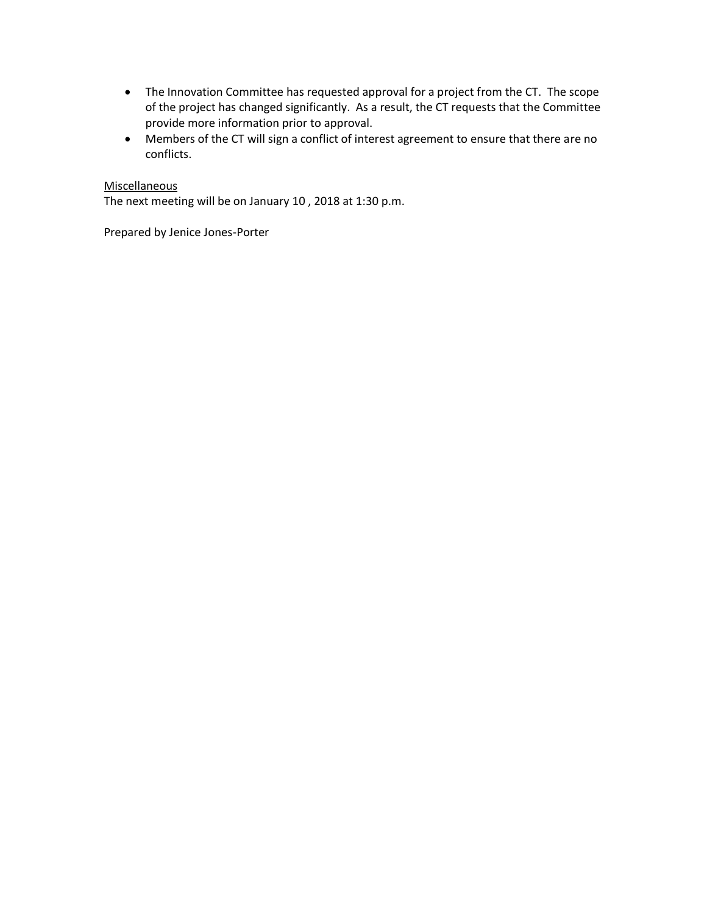- The Innovation Committee has requested approval for a project from the CT. The scope of the project has changed significantly. As a result, the CT requests that the Committee provide more information prior to approval.
- Members of the CT will sign a conflict of interest agreement to ensure that there are no conflicts.

Miscellaneous

The next meeting will be on January 10 , 2018 at 1:30 p.m.

Prepared by Jenice Jones-Porter